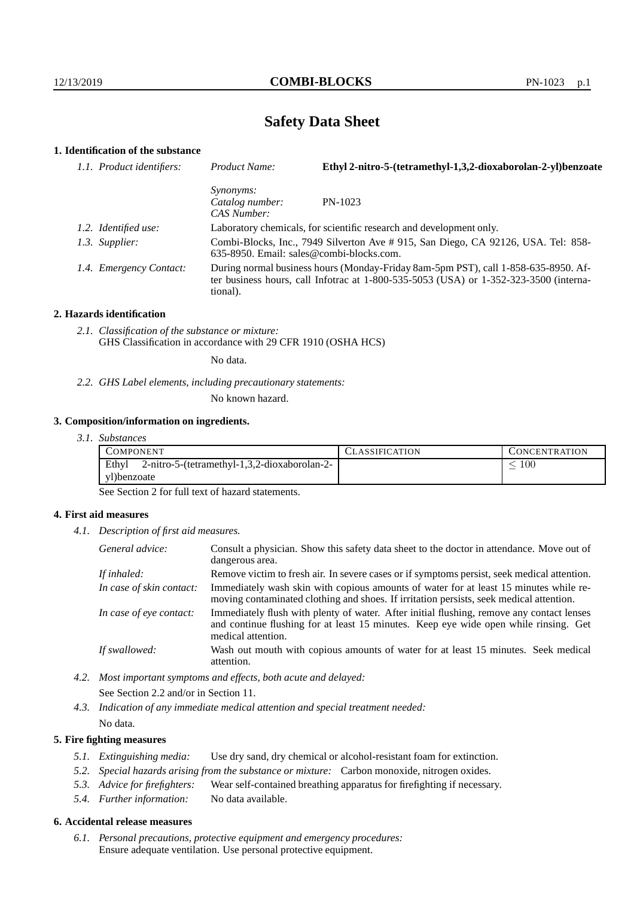# Safety Data Sheet

## 1. Identification of the substance

*1.1. Product identifiers:*
- *Product Name:* **Ethyl 2-nitro-5-(tetramethyl-1,3,2-dioxaborolan-2-yl)benzoate**
- *Synonyms:*
- *Catalog number:* PN-1023
- *CAS Number:*

*1.2. Identified use:* Laboratory chemicals, for scientific research and development only.

*1.3. Supplier:* Combi-Blocks, Inc., 7949 Silverton Ave # 915, San Diego, CA 92126, USA. Tel: 858-635-8950. Email: sales@combi-blocks.com.

*1.4. Emergency Contact:* During normal business hours (Monday-Friday 8am-5pm PST), call 1-858-635-8950. After business hours, call Infotrac at 1-800-535-5053 (USA) or 1-352-323-3500 (international).

## 2. Hazards identification

*2.1. Classification of the substance or mixture:*
GHS Classification in accordance with 29 CFR 1910 (OSHA HCS)

No data.

*2.2. GHS Label elements, including precautionary statements:*

No known hazard.

## 3. Composition/information on ingredients.

*3.1. Substances*

| COMPONENT | CLASSIFICATION | CONCENTRATION |
|---|---|---|
| Ethyl 2-nitro-5-(tetramethyl-1,3,2-dioxaborolan-2-yl)benzoate | | $\leq 100$ |

See Section 2 for full text of hazard statements.

## 4. First aid measures

*4.1. Description of first aid measures.*

- *General advice:* Consult a physician. Show this safety data sheet to the doctor in attendance. Move out of dangerous area.
- *If inhaled:* Remove victim to fresh air. In severe cases or if symptoms persist, seek medical attention.
- *In case of skin contact:* Immediately wash skin with copious amounts of water for at least 15 minutes while removing contaminated clothing and shoes. If irritation persists, seek medical attention.
- *In case of eye contact:* Immediately flush with plenty of water. After initial flushing, remove any contact lenses and continue flushing for at least 15 minutes. Keep eye wide open while rinsing. Get medical attention.
- *If swallowed:* Wash out mouth with copious amounts of water for at least 15 minutes. Seek medical attention.

*4.2. Most important symptoms and effects, both acute and delayed:*

See Section 2.2 and/or in Section 11.

*4.3. Indication of any immediate medical attention and special treatment needed:*

No data.

## 5. Fire fighting measures

*5.1. Extinguishing media:* Use dry sand, dry chemical or alcohol-resistant foam for extinction.

*5.2. Special hazards arising from the substance or mixture:* Carbon monoxide, nitrogen oxides.

*5.3. Advice for firefighters:* Wear self-contained breathing apparatus for firefighting if necessary.

*5.4. Further information:* No data available.

## 6. Accidental release measures

*6.1. Personal precautions, protective equipment and emergency procedures:*
Ensure adequate ventilation. Use personal protective equipment.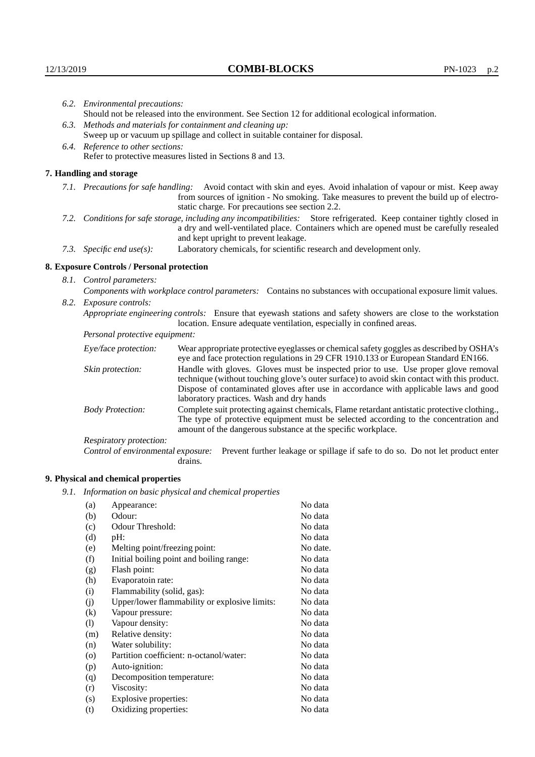*6.2. Environmental precautions:*
Should not be released into the environment. See Section 12 for additional ecological information.

*6.3. Methods and materials for containment and cleaning up:*
Sweep up or vacuum up spillage and collect in suitable container for disposal.

*6.4. Reference to other sections:*
Refer to protective measures listed in Sections 8 and 13.

## 7. Handling and storage

*7.1. Precautions for safe handling:* Avoid contact with skin and eyes. Avoid inhalation of vapour or mist. Keep away from sources of ignition - No smoking. Take measures to prevent the build up of electrostatic charge. For precautions see section 2.2.

*7.2. Conditions for safe storage, including any incompatibilities:* Store refrigerated. Keep container tightly closed in a dry and well-ventilated place. Containers which are opened must be carefully resealed and kept upright to prevent leakage.

*7.3. Specific end use(s):* Laboratory chemicals, for scientific research and development only.

## 8. Exposure Controls / Personal protection

*8.1. Control parameters:*
*Components with workplace control parameters:* Contains no substances with occupational exposure limit values.

*8.2. Exposure controls:*
*Appropriate engineering controls:* Ensure that eyewash stations and safety showers are close to the workstation location. Ensure adequate ventilation, especially in confined areas.

*Personal protective equipment:*

*Eye/face protection:* Wear appropriate protective eyeglasses or chemical safety goggles as described by OSHA's eye and face protection regulations in 29 CFR 1910.133 or European Standard EN166.

*Skin protection:* Handle with gloves. Gloves must be inspected prior to use. Use proper glove removal technique (without touching glove's outer surface) to avoid skin contact with this product. Dispose of contaminated gloves after use in accordance with applicable laws and good laboratory practices. Wash and dry hands

*Body Protection:* Complete suit protecting against chemicals, Flame retardant antistatic protective clothing., The type of protective equipment must be selected according to the concentration and amount of the dangerous substance at the specific workplace.

*Respiratory protection:*

*Control of environmental exposure:* Prevent further leakage or spillage if safe to do so. Do not let product enter drains.

## 9. Physical and chemical properties

*9.1. Information on basic physical and chemical properties*

| | | |
|---|---|---|
| (a) | Appearance: | No data |
| (b) | Odour: | No data |
| (c) | Odour Threshold: | No data |
| (d) | pH: | No data |
| (e) | Melting point/freezing point: | No date. |
| (f) | Initial boiling point and boiling range: | No data |
| (g) | Flash point: | No data |
| (h) | Evaporatoin rate: | No data |
| (i) | Flammability (solid, gas): | No data |
| (j) | Upper/lower flammability or explosive limits: | No data |
| (k) | Vapour pressure: | No data |
| (l) | Vapour density: | No data |
| (m) | Relative density: | No data |
| (n) | Water solubility: | No data |
| (o) | Partition coefficient: n-octanol/water: | No data |
| (p) | Auto-ignition: | No data |
| (q) | Decomposition temperature: | No data |
| (r) | Viscosity: | No data |
| (s) | Explosive properties: | No data |
| (t) | Oxidizing properties: | No data |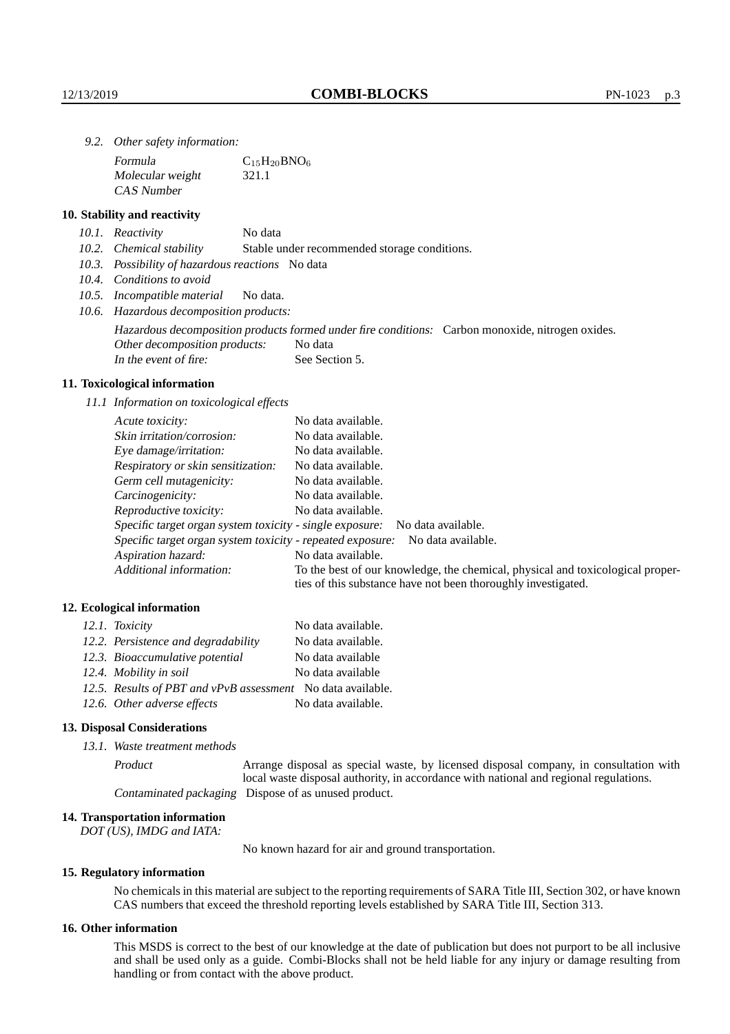*9.2. Other safety information:*

| | |
|---|---|
| *Formula* | $C_{15}H_{20}BNO_6$ |
| *Molecular weight* | 321.1 |
| *CAS Number* | |

## 10. Stability and reactivity

*10.1. Reactivity* No data

*10.2. Chemical stability* Stable under recommended storage conditions.

*10.3. Possibility of hazardous reactions* No data

*10.4. Conditions to avoid*

*10.5. Incompatible material* No data.

*10.6. Hazardous decomposition products:*

*Hazardous decomposition products formed under fire conditions:* Carbon monoxide, nitrogen oxides.

*Other decomposition products:* No data

*In the event of fire:* See Section 5.

## 11. Toxicological information

*11.1 Information on toxicological effects*

| | |
|---|---|
| *Acute toxicity:* | No data available. |
| *Skin irritation/corrosion:* | No data available. |
| *Eye damage/irritation:* | No data available. |
| *Respiratory or skin sensitization:* | No data available. |
| *Germ cell mutagenicity:* | No data available. |
| *Carcinogenicity:* | No data available. |
| *Reproductive toxicity:* | No data available. |
| *Specific target organ system toxicity - single exposure:* | No data available. |
| *Specific target organ system toxicity - repeated exposure:* | No data available. |
| *Aspiration hazard:* | No data available. |
| *Additional information:* | To the best of our knowledge, the chemical, physical and toxicological properties of this substance have not been thoroughly investigated. |

## 12. Ecological information

| | |
|---|---|
| *12.1. Toxicity* | No data available. |
| *12.2. Persistence and degradability* | No data available. |
| *12.3. Bioaccumulative potential* | No data available |
| *12.4. Mobility in soil* | No data available |
| *12.5. Results of PBT and vPvB assessment* | No data available. |
| *12.6. Other adverse effects* | No data available. |

## 13. Disposal Considerations

*13.1. Waste treatment methods*

*Product* Arrange disposal as special waste, by licensed disposal company, in consultation with local waste disposal authority, in accordance with national and regional regulations.

*Contaminated packaging* Dispose of as unused product.

## 14. Transportation information

*DOT (US), IMDG and IATA:*

No known hazard for air and ground transportation.

## 15. Regulatory information

No chemicals in this material are subject to the reporting requirements of SARA Title III, Section 302, or have known CAS numbers that exceed the threshold reporting levels established by SARA Title III, Section 313.

## 16. Other information

This MSDS is correct to the best of our knowledge at the date of publication but does not purport to be all inclusive and shall be used only as a guide. Combi-Blocks shall not be held liable for any injury or damage resulting from handling or from contact with the above product.